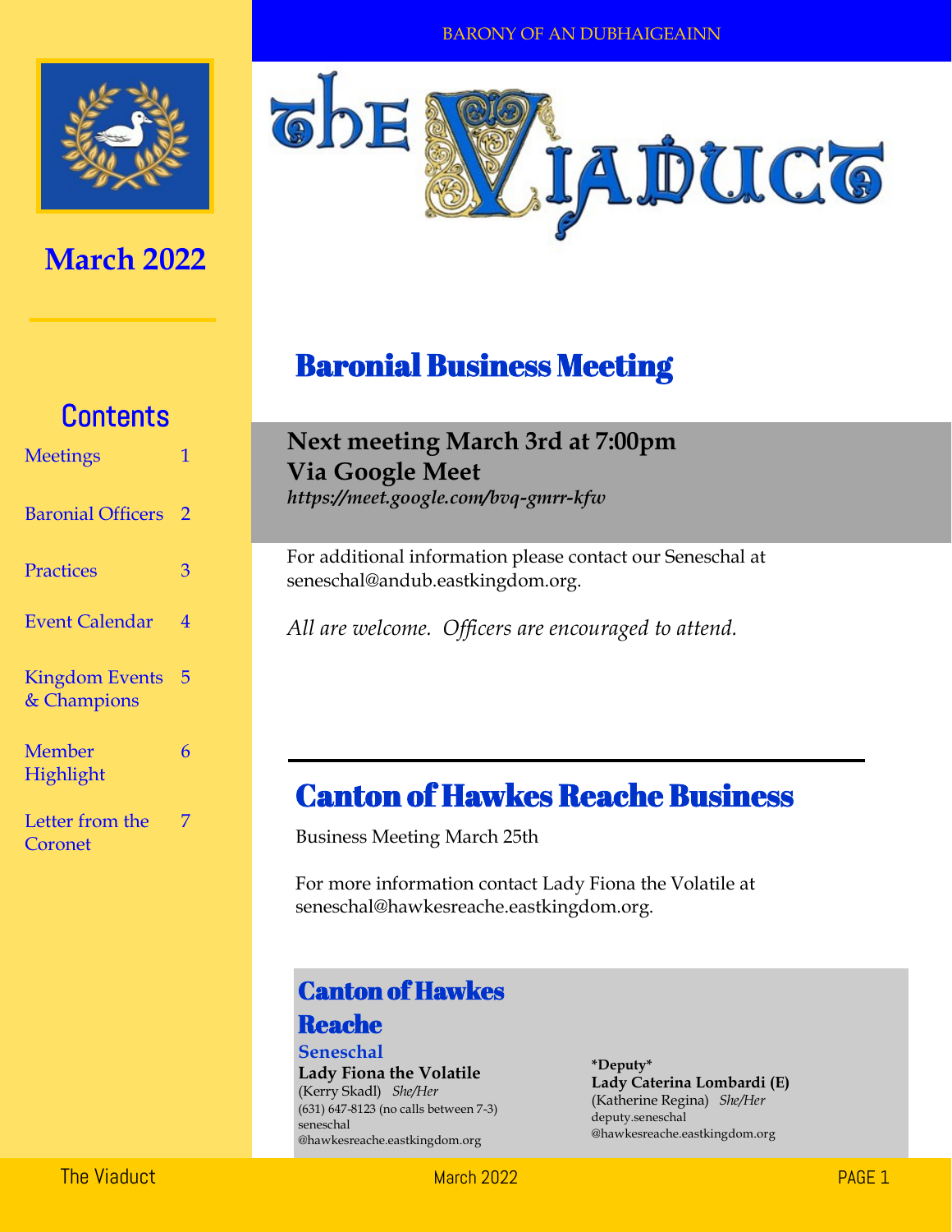BARONY OF AN DUBHAIGEAINN

# The Viaduct

**March 2022**

## Contents

| | |
|---|---|
| Meetings | 1 |
| Baronial Officers | 2 |
| Practices | 3 |
| Event Calendar | 4 |
| Kingdom Events & Champions | 5 |
| Member Highlight | 6 |
| Letter from the Coronet | 7 |

## Baronial Business Meeting

**Next meeting March 3rd at 7:00pm**
**Via Google Meet**
***https://meet.google.com/bvq-gmrr-kfw***

For additional information please contact our Seneschal at seneschal@andub.eastkingdom.org.

*All are welcome. Officers are encouraged to attend.*

## Canton of Hawkes Reache Business

Business Meeting March 25th

For more information contact Lady Fiona the Volatile at seneschal@hawkesreache.eastkingdom.org.

### Canton of Hawkes Reache

**Seneschal**
**Lady Fiona the Volatile**
(Kerry Skadl) *She/Her*
(631) 647-8123 (no calls between 7-3)
seneschal
@hawkesreache.eastkingdom.org

**\*Deputy\***
**Lady Caterina Lombardi (E)**
(Katherine Regina) *She/Her*
deputy.seneschal
@hawkesreache.eastkingdom.org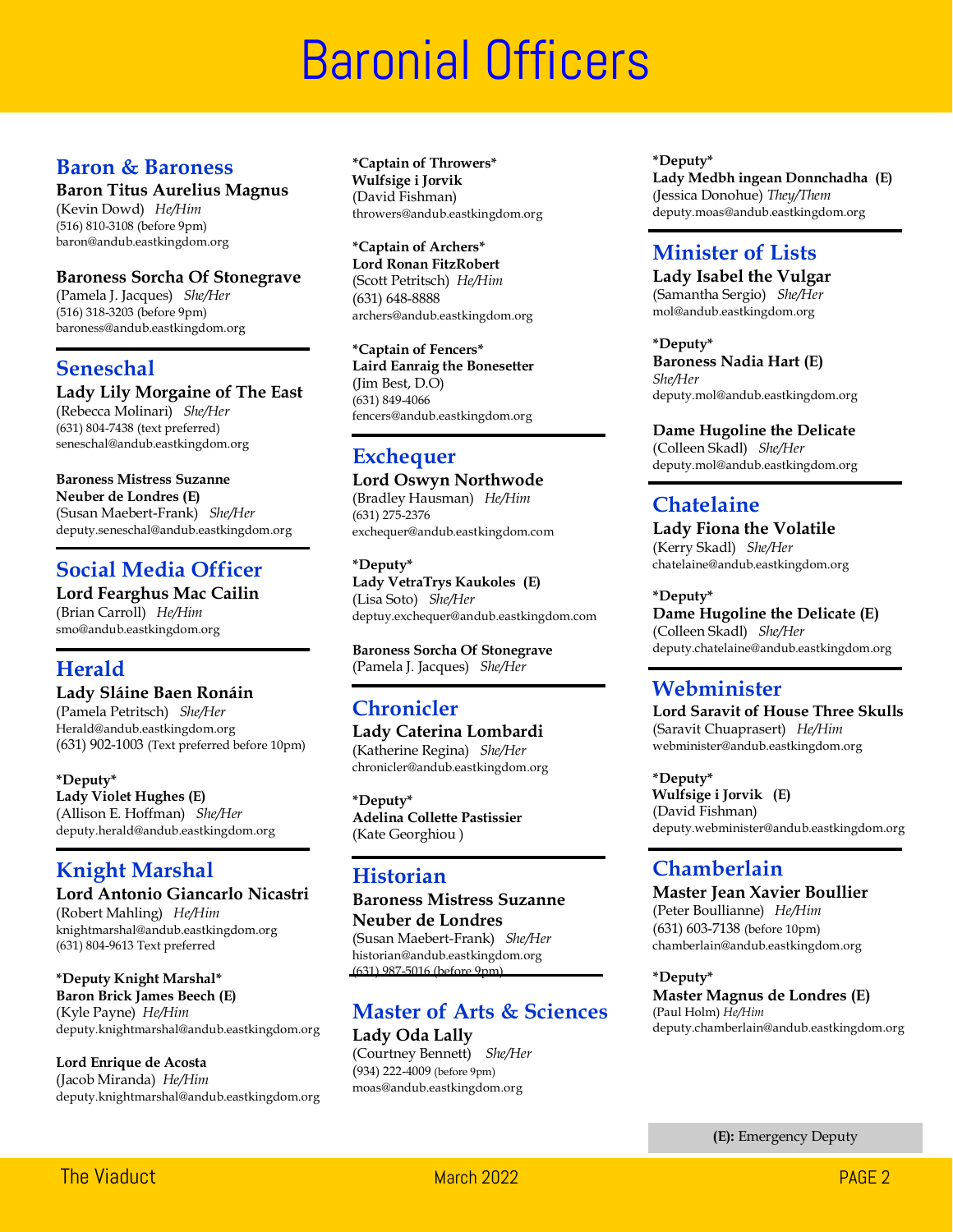# Baronial Officers

## Baron & Baroness

**Baron Titus Aurelius Magnus**
(Kevin Dowd) *He/Him*
(516) 810-3108 (before 9pm)
baron@andub.eastkingdom.org

**Baroness Sorcha Of Stonegrave**
(Pamela J. Jacques) *She/Her*
(516) 318-3203 (before 9pm)
baroness@andub.eastkingdom.org

## Seneschal

**Lady Lily Morgaine of The East**
(Rebecca Molinari) *She/Her*
(631) 804-7438 (text preferred)
seneschal@andub.eastkingdom.org

**Baroness Mistress Suzanne Neuber de Londres (E)**
(Susan Maebert-Frank) *She/Her*
deputy.seneschal@andub.eastkingdom.org

## Social Media Officer

**Lord Fearghus Mac Cailin**
(Brian Carroll) *He/Him*
smo@andub.eastkingdom.org

## Herald

**Lady Sláine Baen Ronáin**
(Pamela Petritsch) *She/Her*
Herald@andub.eastkingdom.org
(631) 902-1003 (Text preferred before 10pm)

**\*Deputy\***
**Lady Violet Hughes (E)**
(Allison E. Hoffman) *She/Her*
deputy.herald@andub.eastkingdom.org

## Knight Marshal

**Lord Antonio Giancarlo Nicastri**
(Robert Mahling) *He/Him*
knightmarshal@andub.eastkingdom.org
(631) 804-9613 Text preferred

**\*Deputy Knight Marshal\***
**Baron Brick James Beech (E)**
(Kyle Payne) *He/Him*
deputy.knightmarshal@andub.eastkingdom.org

**Lord Enrique de Acosta**
(Jacob Miranda) *He/Him*
deputy.knightmarshal@andub.eastkingdom.org

**\*Captain of Throwers\***
**Wulfsige i Jorvik**
(David Fishman)
throwers@andub.eastkingdom.org

**\*Captain of Archers\***
**Lord Ronan FitzRobert**
(Scott Petritsch) *He/Him*
(631) 648-8888
archers@andub.eastkingdom.org

**\*Captain of Fencers\***
**Laird Eanraig the Bonesetter**
(Jim Best, D.O)
(631) 849-4066
fencers@andub.eastkingdom.org

## Exchequer

**Lord Oswyn Northwode**
(Bradley Hausman) *He/Him*
(631) 275-2376
exchequer@andub.eastkingdom.com

**\*Deputy\***
**Lady VetraTrys Kaukoles (E)**
(Lisa Soto) *She/Her*
deptuy.exchequer@andub.eastkingdom.com

**Baroness Sorcha Of Stonegrave**
(Pamela J. Jacques) *She/Her*

## Chronicler

**Lady Caterina Lombardi**
(Katherine Regina) *She/Her*
chronicler@andub.eastkingdom.org

**\*Deputy\***
**Adelina Collette Pastissier**
(Kate Georghiou )

## Historian

**Baroness Mistress Suzanne Neuber de Londres**
(Susan Maebert-Frank) *She/Her*
historian@andub.eastkingdom.org
~~(631) 987-5016 (before 9pm)~~

## Master of Arts & Sciences

**Lady Oda Lally**
(Courtney Bennett) *She/Her*
(934) 222-4009 (before 9pm)
moas@andub.eastkingdom.org

**\*Deputy\***
**Lady Medbh ingean Donnchadha (E)**
(Jessica Donohue) *They/Them*
deputy.moas@andub.eastkingdom.org

## Minister of Lists

**Lady Isabel the Vulgar**
(Samantha Sergio) *She/Her*
mol@andub.eastkingdom.org

**\*Deputy\***
**Baroness Nadia Hart (E)**
*She/Her*
deputy.mol@andub.eastkingdom.org

**Dame Hugoline the Delicate**
(Colleen Skadl) *She/Her*
deputy.mol@andub.eastkingdom.org

## Chatelaine

**Lady Fiona the Volatile**
(Kerry Skadl) *She/Her*
chatelaine@andub.eastkingdom.org

**\*Deputy\***
**Dame Hugoline the Delicate (E)**
(Colleen Skadl) *She/Her*
deputy.chatelaine@andub.eastkingdom.org

## Webminister

**Lord Saravit of House Three Skulls**
(Saravit Chuaprasert) *He/Him*
webminister@andub.eastkingdom.org

**\*Deputy\***
**Wulfsige i Jorvik (E)**
(David Fishman)
deputy.webminister@andub.eastkingdom.org

## Chamberlain

**Master Jean Xavier Boullier**
(Peter Boullianne) *He/Him*
(631) 603-7138 (before 10pm)
chamberlain@andub.eastkingdom.org

**\*Deputy\***
**Master Magnus de Londres (E)**
(Paul Holm) *He/Him*
deputy.chamberlain@andub.eastkingdom.org

**(E):** Emergency Deputy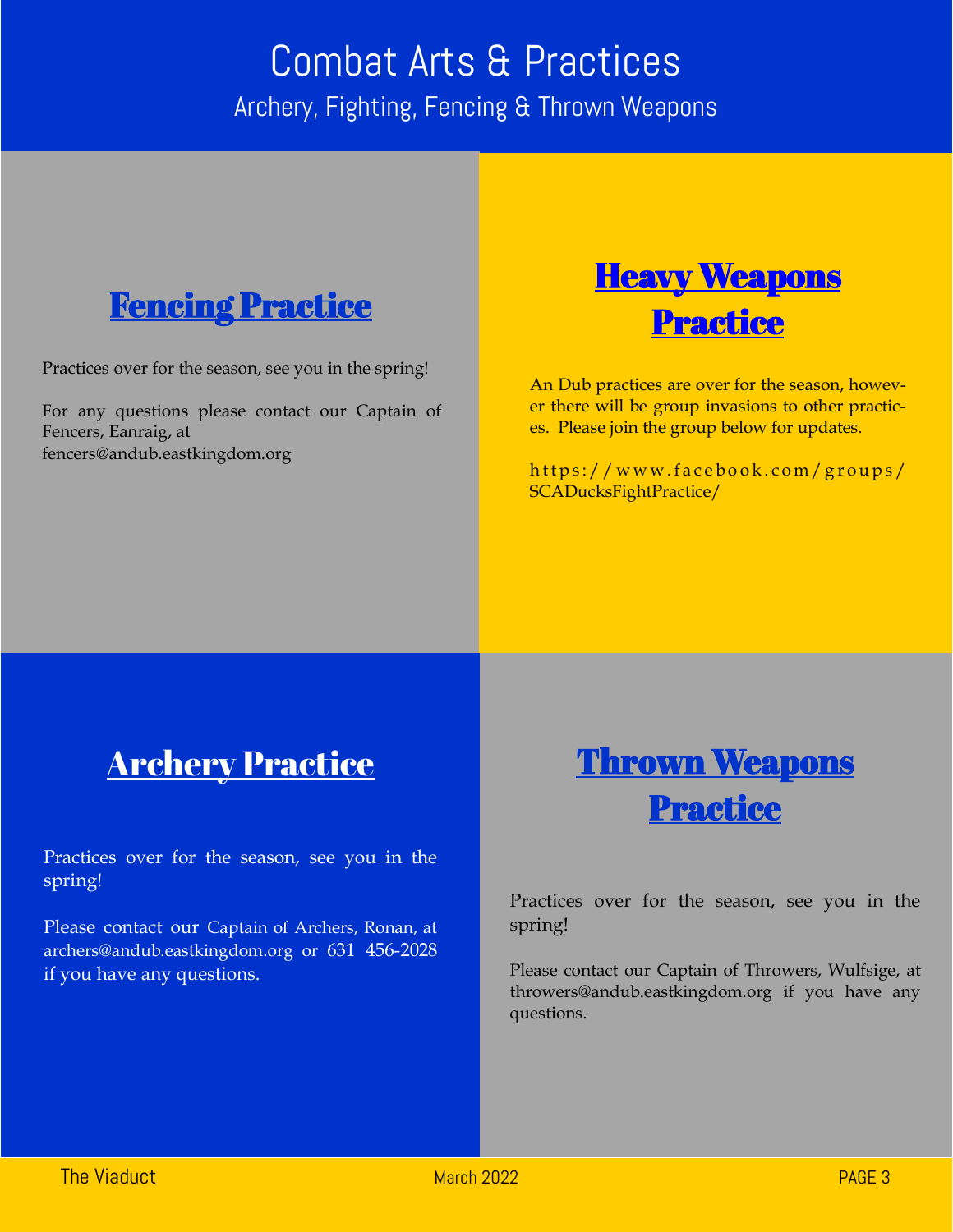# Combat Arts & Practices

Archery, Fighting, Fencing & Thrown Weapons

## Fencing Practice

Practices over for the season, see you in the spring!

For any questions please contact our Captain of Fencers, Eanraig, at fencers@andub.eastkingdom.org

## Heavy Weapons Practice

An Dub practices are over for the season, however there will be group invasions to other practices. Please join the group below for updates.

https://www.facebook.com/groups/SCADucksFightPractice/

## Archery Practice

Practices over for the season, see you in the spring!

Please contact our Captain of Archers, Ronan, at archers@andub.eastkingdom.org or 631 456-2028 if you have any questions.

## Thrown Weapons Practice

Practices over for the season, see you in the spring!

Please contact our Captain of Throwers, Wulfsige, at throwers@andub.eastkingdom.org if you have any questions.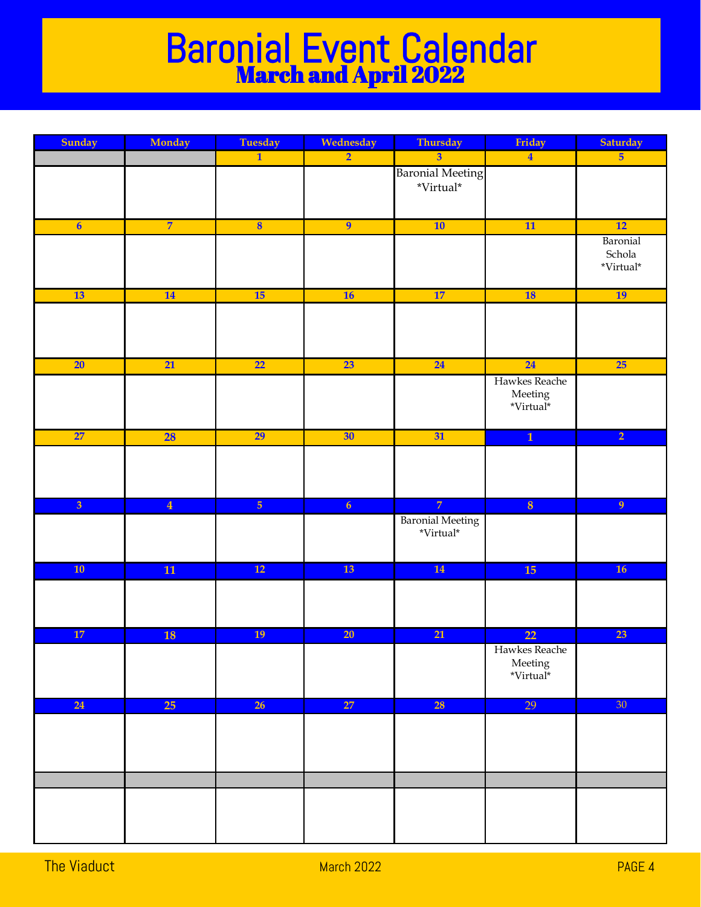# Baronial Event Calendar

## March and April 2022

| Sunday | Monday | Tuesday | Wednesday | Thursday | Friday | Saturday |
|---|---|---|---|---|---|---|
| | | 1 | 2 | 3 | 4 | 5 |
| | | | | Baronial Meeting *Virtual* | | |
| 6 | 7 | 8 | 9 | 10 | 11 | 12 |
| | | | | | | Baronial Schola *Virtual* |
| 13 | 14 | 15 | 16 | 17 | 18 | 19 |
| | | | | | | |
| 20 | 21 | 22 | 23 | 24 | 24 | 25 |
| | | | | | Hawkes Reache Meeting *Virtual* | |
| 27 | 28 | 29 | 30 | 31 | 1 | 2 |
| | | | | | | |
| 3 | 4 | 5 | 6 | 7 | 8 | 9 |
| | | | | Baronial Meeting *Virtual* | | |
| 10 | 11 | 12 | 13 | 14 | 15 | 16 |
| | | | | | | |
| 17 | 18 | 19 | 20 | 21 | 22 | 23 |
| | | | | | Hawkes Reache Meeting *Virtual* | |
| 24 | 25 | 26 | 27 | 28 | 29 | 30 |
| | | | | | | |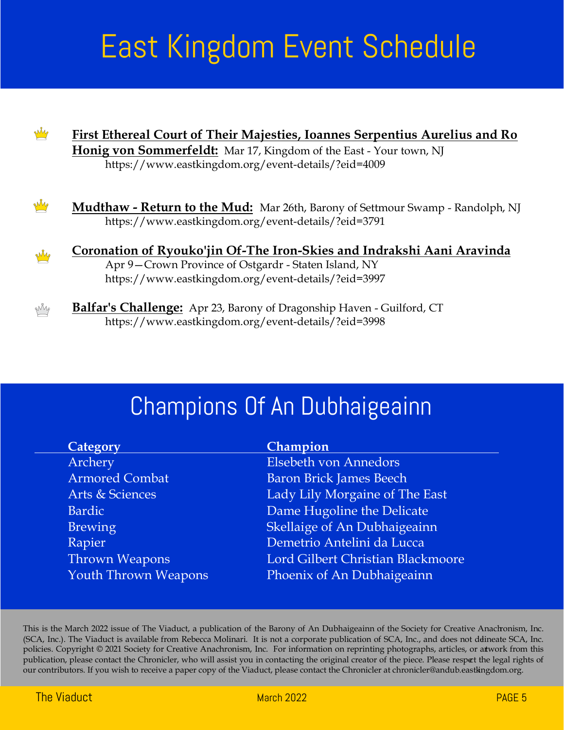# East Kingdom Event Schedule

- **First Ethereal Court of Their Majesties, Ioannes Serpentius Aurelius and Ro Honig von Sommerfeldt:** Mar 17, Kingdom of the East - Your town, NJ
  https://www.eastkingdom.org/event-details/?eid=4009

- **Mudthaw - Return to the Mud:** Mar 26th, Barony of Settmour Swamp - Randolph, NJ
  https://www.eastkingdom.org/event-details/?eid=3791

- **Coronation of Ryouko'jin Of-The Iron-Skies and Indrakshi Aani Aravinda**
  Apr 9—Crown Province of Ostgardr - Staten Island, NY
  https://www.eastkingdom.org/event-details/?eid=3997

- **Balfar's Challenge:** Apr 23, Barony of Dragonship Haven - Guilford, CT
  https://www.eastkingdom.org/event-details/?eid=3998

# Champions Of An Dubhaigeainn

| Category | Champion |
|---|---|
| Archery | Elsebeth von Annedors |
| Armored Combat | Baron Brick James Beech |
| Arts & Sciences | Lady Lily Morgaine of The East |
| Bardic | Dame Hugoline the Delicate |
| Brewing | Skellaige of An Dubhaigeainn |
| Rapier | Demetrio Antelini da Lucca |
| Thrown Weapons | Lord Gilbert Christian Blackmoore |
| Youth Thrown Weapons | Phoenix of An Dubhaigeainn |

This is the March 2022 issue of The Viaduct, a publication of the Barony of An Dubhaigeainn of the Society for Creative Anachronism, Inc. (SCA, Inc.). The Viaduct is available from Rebecca Molinari. It is not a corporate publication of SCA, Inc., and does not delineate SCA, Inc. policies. Copyright © 2021 Society for Creative Anachronism, Inc. For information on reprinting photographs, articles, or artwork from this publication, please contact the Chronicler, who will assist you in contacting the original creator of the piece. Please respect the legal rights of our contributors. If you wish to receive a paper copy of the Viaduct, please contact the Chronicler at chronicler@andub.eastkingdom.org.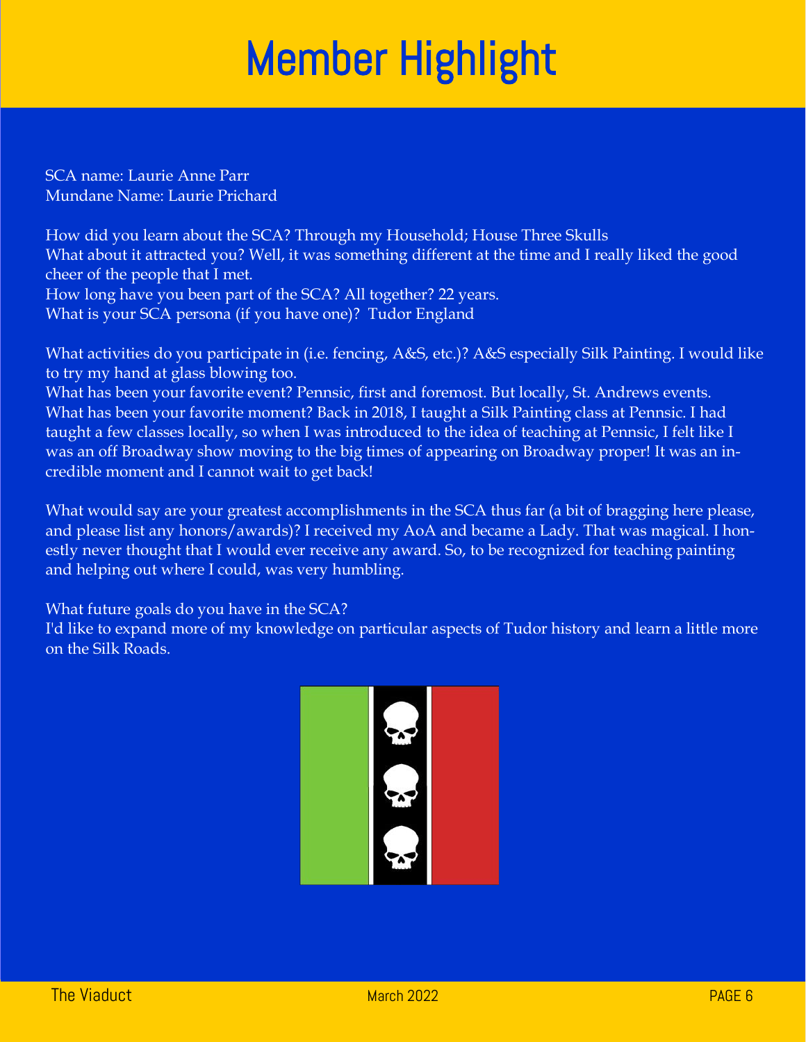# Member Highlight

SCA name: Laurie Anne Parr
Mundane Name: Laurie Prichard

How did you learn about the SCA? Through my Household; House Three Skulls
What about it attracted you? Well, it was something different at the time and I really liked the good cheer of the people that I met.
How long have you been part of the SCA? All together? 22 years.
What is your SCA persona (if you have one)? Tudor England

What activities do you participate in (i.e. fencing, A&S, etc.)? A&S especially Silk Painting. I would like to try my hand at glass blowing too.
What has been your favorite event? Pennsic, first and foremost. But locally, St. Andrews events.
What has been your favorite moment? Back in 2018, I taught a Silk Painting class at Pennsic. I had taught a few classes locally, so when I was introduced to the idea of teaching at Pennsic, I felt like I was an off Broadway show moving to the big times of appearing on Broadway proper! It was an incredible moment and I cannot wait to get back!

What would say are your greatest accomplishments in the SCA thus far (a bit of bragging here please, and please list any honors/awards)? I received my AoA and became a Lady. That was magical. I honestly never thought that I would ever receive any award. So, to be recognized for teaching painting and helping out where I could, was very humbling.

What future goals do you have in the SCA?
I'd like to expand more of my knowledge on particular aspects of Tudor history and learn a little more on the Silk Roads.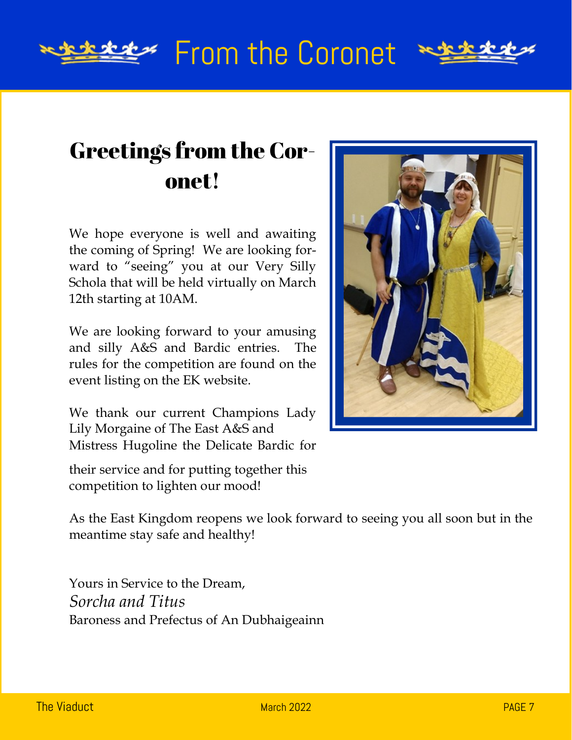# From the Coronet

## Greetings from the Coronet!

We hope everyone is well and awaiting the coming of Spring! We are looking forward to "seeing" you at our Very Silly Schola that will be held virtually on March 12th starting at 10AM.

We are looking forward to your amusing and silly A&S and Bardic entries. The rules for the competition are found on the event listing on the EK website.

We thank our current Champions Lady Lily Morgaine of The East A&S and Mistress Hugoline the Delicate Bardic for their service and for putting together this competition to lighten our mood!

As the East Kingdom reopens we look forward to seeing you all soon but in the meantime stay safe and healthy!

Yours in Service to the Dream,
*Sorcha and Titus*
Baroness and Prefectus of An Dubhaigeainn